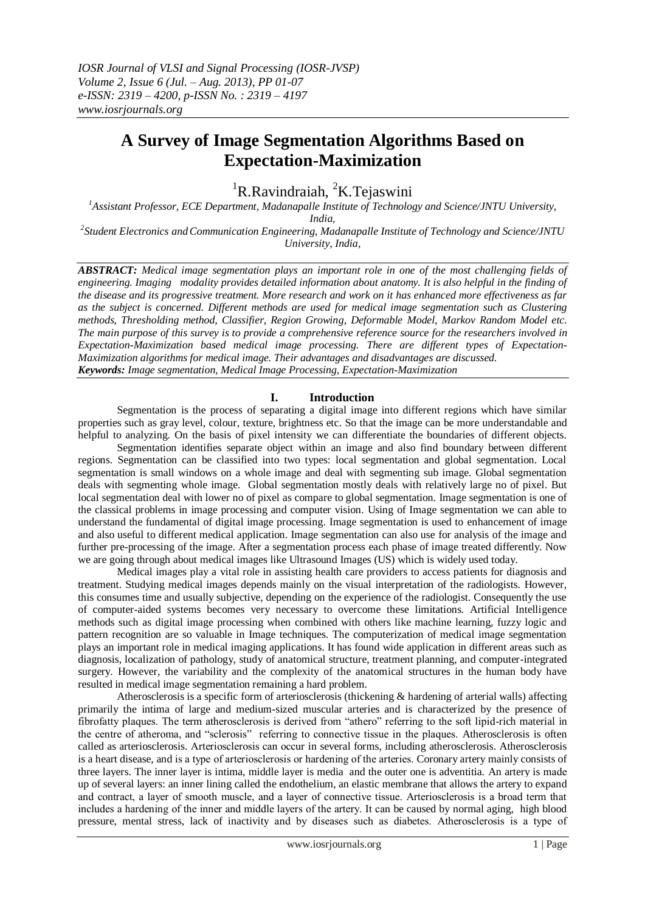# A Survey of Image Segmentation Algorithms Based on Expectation-Maximization

[1]R.Ravindraiah, [2]K.Tejaswini

[1]*Assistant Professor, ECE Department, Madanapalle Institute of Technology and Science/JNTU University, India,*

[2]*Student Electronics and Communication Engineering, Madanapalle Institute of Technology and Science/JNTU University, India,*

***ABSTRACT:*** *Medical image segmentation plays an important role in one of the most challenging fields of engineering. Imaging modality provides detailed information about anatomy. It is also helpful in the finding of the disease and its progressive treatment. More research and work on it has enhanced more effectiveness as far as the subject is concerned. Different methods are used for medical image segmentation such as Clustering methods, Thresholding method, Classifier, Region Growing, Deformable Model, Markov Random Model etc. The main purpose of this survey is to provide a comprehensive reference source for the researchers involved in Expectation-Maximization based medical image processing. There are different types of Expectation-Maximization algorithms for medical image. Their advantages and disadvantages are discussed.*

***Keywords:*** *Image segmentation, Medical Image Processing, Expectation-Maximization*

## I. Introduction

Segmentation is the process of separating a digital image into different regions which have similar properties such as gray level, colour, texture, brightness etc. So that the image can be more understandable and helpful to analyzing. On the basis of pixel intensity we can differentiate the boundaries of different objects.

Segmentation identifies separate object within an image and also find boundary between different regions. Segmentation can be classified into two types: local segmentation and global segmentation. Local segmentation is small windows on a whole image and deal with segmenting sub image. Global segmentation deals with segmenting whole image. Global segmentation mostly deals with relatively large no of pixel. But local segmentation deal with lower no of pixel as compare to global segmentation. Image segmentation is one of the classical problems in image processing and computer vision. Using of Image segmentation we can able to understand the fundamental of digital image processing. Image segmentation is used to enhancement of image and also useful to different medical application. Image segmentation can also use for analysis of the image and further pre-processing of the image. After a segmentation process each phase of image treated differently. Now we are going through about medical images like Ultrasound Images (US) which is widely used today.

Medical images play a vital role in assisting health care providers to access patients for diagnosis and treatment. Studying medical images depends mainly on the visual interpretation of the radiologists. However, this consumes time and usually subjective, depending on the experience of the radiologist. Consequently the use of computer-aided systems becomes very necessary to overcome these limitations. Artificial Intelligence methods such as digital image processing when combined with others like machine learning, fuzzy logic and pattern recognition are so valuable in Image techniques. The computerization of medical image segmentation plays an important role in medical imaging applications. It has found wide application in different areas such as diagnosis, localization of pathology, study of anatomical structure, treatment planning, and computer-integrated surgery. However, the variability and the complexity of the anatomical structures in the human body have resulted in medical image segmentation remaining a hard problem.

Atherosclerosis is a specific form of arteriosclerosis (thickening & hardening of arterial walls) affecting primarily the intima of large and medium-sized muscular arteries and is characterized by the presence of fibrofatty plaques. The term atherosclerosis is derived from "athero" referring to the soft lipid-rich material in the centre of atheroma, and "sclerosis" referring to connective tissue in the plaques. Atherosclerosis is often called as arteriosclerosis. Arteriosclerosis can occur in several forms, including atherosclerosis. Atherosclerosis is a heart disease, and is a type of arteriosclerosis or hardening of the arteries. Coronary artery mainly consists of three layers. The inner layer is intima, middle layer is media and the outer one is adventitia. An artery is made up of several layers: an inner lining called the endothelium, an elastic membrane that allows the artery to expand and contract, a layer of smooth muscle, and a layer of connective tissue. Arteriosclerosis is a broad term that includes a hardening of the inner and middle layers of the artery. It can be caused by normal aging, high blood pressure, mental stress, lack of inactivity and by diseases such as diabetes. Atherosclerosis is a type of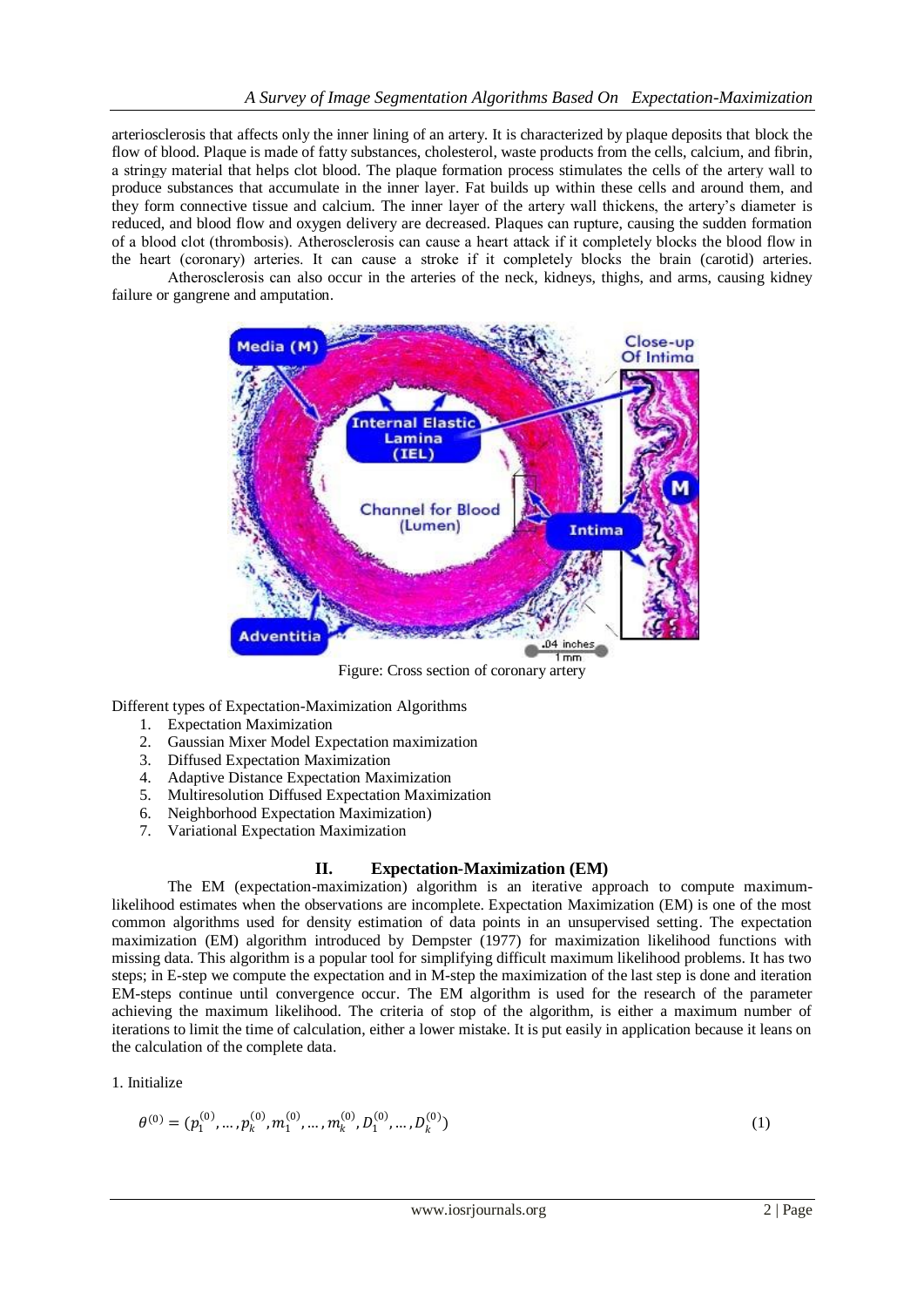arteriosclerosis that affects only the inner lining of an artery. It is characterized by plaque deposits that block the flow of blood. Plaque is made of fatty substances, cholesterol, waste products from the cells, calcium, and fibrin, a stringy material that helps clot blood. The plaque formation process stimulates the cells of the artery wall to produce substances that accumulate in the inner layer. Fat builds up within these cells and around them, and they form connective tissue and calcium. The inner layer of the artery wall thickens, the artery's diameter is reduced, and blood flow and oxygen delivery are decreased. Plaques can rupture, causing the sudden formation of a blood clot (thrombosis). Atherosclerosis can cause a heart attack if it completely blocks the blood flow in the heart (coronary) arteries. It can cause a stroke if it completely blocks the brain (carotid) arteries.

Atherosclerosis can also occur in the arteries of the neck, kidneys, thighs, and arms, causing kidney failure or gangrene and amputation.

Figure: Cross section of coronary artery

Different types of Expectation-Maximization Algorithms

1. Expectation Maximization
2. Gaussian Mixer Model Expectation maximization
3. Diffused Expectation Maximization
4. Adaptive Distance Expectation Maximization
5. Multiresolution Diffused Expectation Maximization
6. Neighborhood Expectation Maximization)
7. Variational Expectation Maximization

## II. Expectation-Maximization (EM)

The EM (expectation-maximization) algorithm is an iterative approach to compute maximum-likelihood estimates when the observations are incomplete. Expectation Maximization (EM) is one of the most common algorithms used for density estimation of data points in an unsupervised setting. The expectation maximization (EM) algorithm introduced by Dempster (1977) for maximization likelihood functions with missing data. This algorithm is a popular tool for simplifying difficult maximum likelihood problems. It has two steps; in E-step we compute the expectation and in M-step the maximization of the last step is done and iteration EM-steps continue until convergence occur. The EM algorithm is used for the research of the parameter achieving the maximum likelihood. The criteria of stop of the algorithm, is either a maximum number of iterations to limit the time of calculation, either a lower mistake. It is put easily in application because it leans on the calculation of the complete data.

1. Initialize

$$\theta^{(0)} = (p_1^{(0)}, \dots, p_k^{(0)}, m_1^{(0)}, \dots, m_k^{(0)}, D_1^{(0)}, \dots, D_k^{(0)}) \tag{1}$$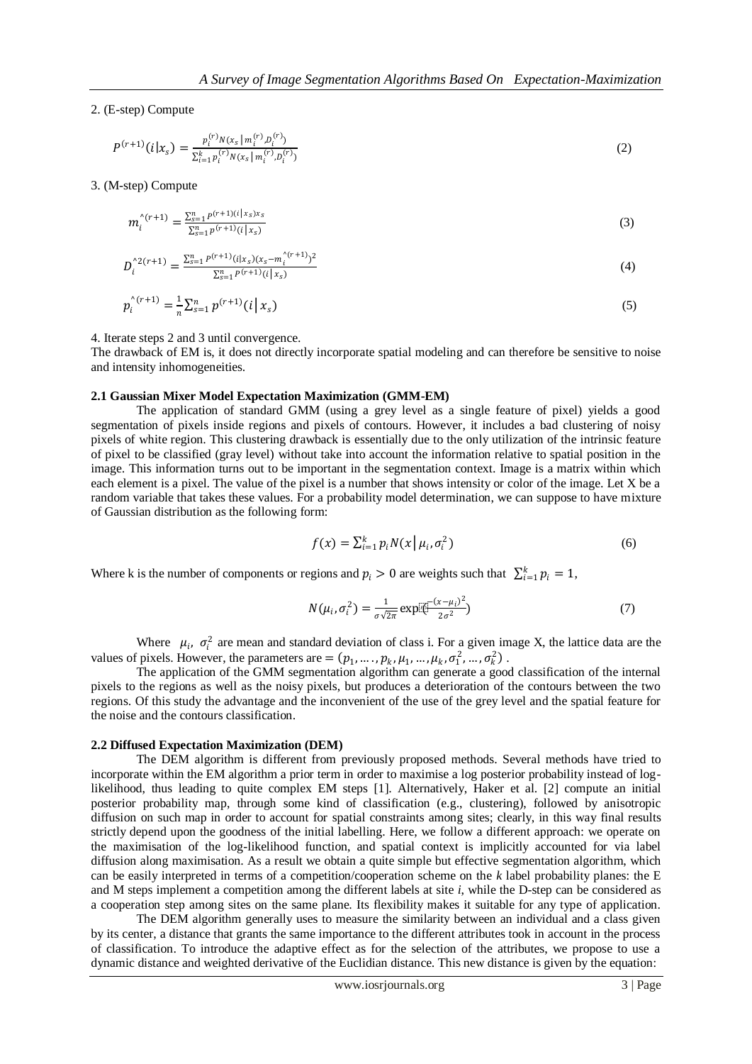2. (E-step) Compute

$$P^{(r+1)}(i|x_s) = \frac{p_i^{(r)} N(x_s \,|\, m_i^{(r)}, D_i^{(r)})}{\sum_{i=1}^{k} p_i^{(r)} N(x_s \,|\, m_i^{(r)}, D_i^{(r)})} \tag{2}$$

3. (M-step) Compute

$$m_i^{\wedge(r+1)} = \frac{\sum_{s=1}^{n} P^{(r+1)}(i\,|\,x_s) x_s}{\sum_{s=1}^{n} P^{(r+1)}(i\,|\,x_s)} \tag{3}$$

$$D_i^{\wedge 2(r+1)} = \frac{\sum_{s=1}^{n} P^{(r+1)}(i|x_s)(x_s - m_i^{\wedge(r+1)})^2}{\sum_{s=1}^{n} P^{(r+1)}(i\,|\,x_s)} \tag{4}$$

$$p_i^{\wedge(r+1)} = \frac{1}{n} \sum_{s=1}^{n} p^{(r+1)}(i\,|\,x_s) \tag{5}$$

4. Iterate steps 2 and 3 until convergence.

The drawback of EM is, it does not directly incorporate spatial modeling and can therefore be sensitive to noise and intensity inhomogeneities.

### 2.1 Gaussian Mixer Model Expectation Maximization (GMM-EM)

The application of standard GMM (using a grey level as a single feature of pixel) yields a good segmentation of pixels inside regions and pixels of contours. However, it includes a bad clustering of noisy pixels of white region. This clustering drawback is essentially due to the only utilization of the intrinsic feature of pixel to be classified (gray level) without take into account the information relative to spatial position in the image. This information turns out to be important in the segmentation context. Image is a matrix within which each element is a pixel. The value of the pixel is a number that shows intensity or color of the image. Let X be a random variable that takes these values. For a probability model determination, we can suppose to have mixture of Gaussian distribution as the following form:

$$f(x) = \sum_{i=1}^{k} p_i N(x \,|\, \mu_i, \sigma_i^2) \tag{6}$$

Where k is the number of components or regions and $p_i > 0$ are weights such that $\sum_{i=1}^{k} p_i = 1$,

$$N(\mu_i, \sigma_i^2) = \frac{1}{\sigma\sqrt{2\pi}} \exp\left(\frac{-(x-\mu_i)^2}{2\sigma^2}\right) \tag{7}$$

Where $\mu_i$, $\sigma_i^2$ are mean and standard deviation of class i. For a given image X, the lattice data are the values of pixels. However, the parameters are $= (p_1, \ldots, p_k, \mu_1, \ldots, \mu_k, \sigma_1^2, \ldots, \sigma_k^2)$ .

The application of the GMM segmentation algorithm can generate a good classification of the internal pixels to the regions as well as the noisy pixels, but produces a deterioration of the contours between the two regions. Of this study the advantage and the inconvenient of the use of the grey level and the spatial feature for the noise and the contours classification.

### 2.2 Diffused Expectation Maximization (DEM)

The DEM algorithm is different from previously proposed methods. Several methods have tried to incorporate within the EM algorithm a prior term in order to maximise a log posterior probability instead of log-likelihood, thus leading to quite complex EM steps [1]. Alternatively, Haker et al. [2] compute an initial posterior probability map, through some kind of classification (e.g., clustering), followed by anisotropic diffusion on such map in order to account for spatial constraints among sites; clearly, in this way final results strictly depend upon the goodness of the initial labelling. Here, we follow a different approach: we operate on the maximisation of the log-likelihood function, and spatial context is implicitly accounted for via label diffusion along maximisation. As a result we obtain a quite simple but effective segmentation algorithm, which can be easily interpreted in terms of a competition/cooperation scheme on the *k* label probability planes: the E and M steps implement a competition among the different labels at site *i*, while the D-step can be considered as a cooperation step among sites on the same plane. Its flexibility makes it suitable for any type of application.

The DEM algorithm generally uses to measure the similarity between an individual and a class given by its center, a distance that grants the same importance to the different attributes took in account in the process of classification. To introduce the adaptive effect as for the selection of the attributes, we propose to use a dynamic distance and weighted derivative of the Euclidian distance. This new distance is given by the equation: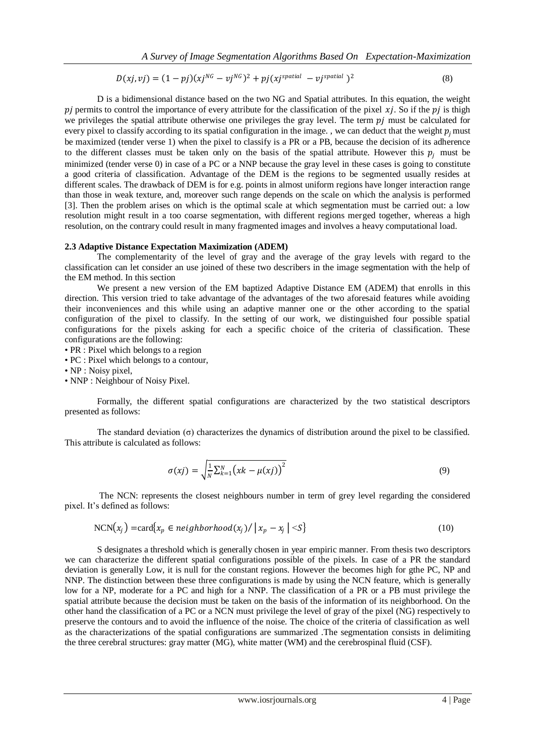$$D(xj, vj) = (1 - pj)(xj^{NG} - vj^{NG})^2 + pj(xj^{spatial} - vj^{spatial})^2 \tag{8}$$

D is a bidimensional distance based on the two NG and Spatial attributes. In this equation, the weight $pj$ permits to control the importance of every attribute for the classification of the pixel $xj$. So if the $pj$ is thigh we privileges the spatial attribute otherwise one privileges the gray level. The term $pj$ must be calculated for every pixel to classify according to its spatial configuration in the image. , we can deduct that the weight $p_j$ must be maximized (tender verse 1) when the pixel to classify is a PR or a PB, because the decision of its adherence to the different classes must be taken only on the basis of the spatial attribute. However this $p_j$ must be minimized (tender verse 0) in case of a PC or a NNP because the gray level in these cases is going to constitute a good criteria of classification. Advantage of the DEM is the regions to be segmented usually resides at different scales. The drawback of DEM is for e.g. points in almost uniform regions have longer interaction range than those in weak texture, and, moreover such range depends on the scale on which the analysis is performed [3]. Then the problem arises on which is the optimal scale at which segmentation must be carried out: a low resolution might result in a too coarse segmentation, with different regions merged together, whereas a high resolution, on the contrary could result in many fragmented images and involves a heavy computational load.

### 2.3 Adaptive Distance Expectation Maximization (ADEM)

The complementarity of the level of gray and the average of the gray levels with regard to the classification can let consider an use joined of these two describers in the image segmentation with the help of the EM method. In this section

We present a new version of the EM baptized Adaptive Distance EM (ADEM) that enrolls in this direction. This version tried to take advantage of the advantages of the two aforesaid features while avoiding their inconveniences and this while using an adaptive manner one or the other according to the spatial configuration of the pixel to classify. In the setting of our work, we distinguished four possible spatial configurations for the pixels asking for each a specific choice of the criteria of classification. These configurations are the following:

- PR : Pixel which belongs to a region
- PC : Pixel which belongs to a contour,
- NP : Noisy pixel,
- NNP : Neighbour of Noisy Pixel.

Formally, the different spatial configurations are characterized by the two statistical descriptors presented as follows:

The standard deviation (σ) characterizes the dynamics of distribution around the pixel to be classified. This attribute is calculated as follows:

$$\sigma(xj) = \sqrt{\frac{1}{N}\sum_{k=1}^{N}\left(xk - \mu(xj)\right)^2} \tag{9}$$

The NCN: represents the closest neighbours number in term of grey level regarding the considered pixel. It's defined as follows:

$$\text{NCN}(x_j) = \text{card}\{x_p \in neighborhood(x_j) / \left| x_p - x_j \right| < S\} \tag{10}$$

S designates a threshold which is generally chosen in year empiric manner. From thesis two descriptors we can characterize the different spatial configurations possible of the pixels. In case of a PR the standard deviation is generally Low, it is null for the constant regions. However the becomes high for gthe PC, NP and NNP. The distinction between these three configurations is made by using the NCN feature, which is generally low for a NP, moderate for a PC and high for a NNP. The classification of a PR or a PB must privilege the spatial attribute because the decision must be taken on the basis of the information of its neighborhood. On the other hand the classification of a PC or a NCN must privilege the level of gray of the pixel (NG) respectively to preserve the contours and to avoid the influence of the noise. The choice of the criteria of classification as well as the characterizations of the spatial configurations are summarized .The segmentation consists in delimiting the three cerebral structures: gray matter (MG), white matter (WM) and the cerebrospinal fluid (CSF).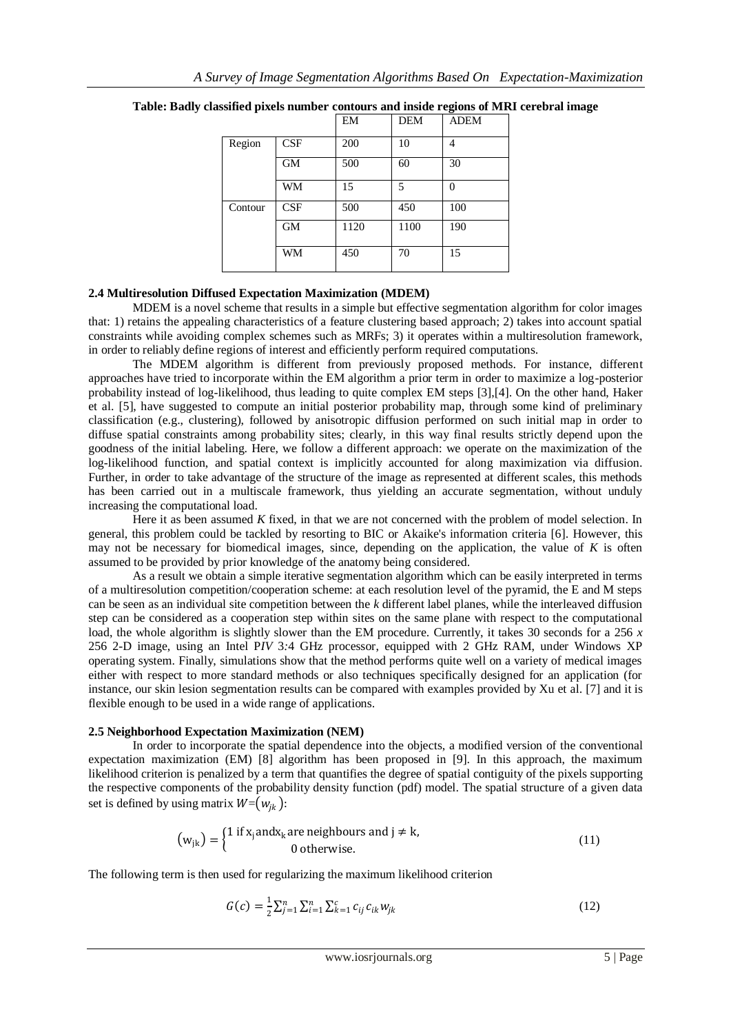**Table: Badly classified pixels number contours and inside regions of MRI cerebral image**

| | | EM | DEM | ADEM |
|---|---|---|---|---|
| Region | CSF | 200 | 10 | 4 |
| | GM | 500 | 60 | 30 |
| | WM | 15 | 5 | 0 |
| Contour | CSF | 500 | 450 | 100 |
| | GM | 1120 | 1100 | 190 |
| | WM | 450 | 70 | 15 |

### 2.4 Multiresolution Diffused Expectation Maximization (MDEM)

MDEM is a novel scheme that results in a simple but effective segmentation algorithm for color images that: 1) retains the appealing characteristics of a feature clustering based approach; 2) takes into account spatial constraints while avoiding complex schemes such as MRFs; 3) it operates within a multiresolution framework, in order to reliably define regions of interest and efficiently perform required computations.

The MDEM algorithm is different from previously proposed methods. For instance, different approaches have tried to incorporate within the EM algorithm a prior term in order to maximize a log-posterior probability instead of log-likelihood, thus leading to quite complex EM steps [3],[4]. On the other hand, Haker et al. [5], have suggested to compute an initial posterior probability map, through some kind of preliminary classification (e.g., clustering), followed by anisotropic diffusion performed on such initial map in order to diffuse spatial constraints among probability sites; clearly, in this way final results strictly depend upon the goodness of the initial labeling. Here, we follow a different approach: we operate on the maximization of the log-likelihood function, and spatial context is implicitly accounted for along maximization via diffusion. Further, in order to take advantage of the structure of the image as represented at different scales, this methods has been carried out in a multiscale framework, thus yielding an accurate segmentation, without unduly increasing the computational load.

Here it as been assumed *K* fixed, in that we are not concerned with the problem of model selection. In general, this problem could be tackled by resorting to BIC or Akaike's information criteria [6]. However, this may not be necessary for biomedical images, since, depending on the application, the value of *K* is often assumed to be provided by prior knowledge of the anatomy being considered.

As a result we obtain a simple iterative segmentation algorithm which can be easily interpreted in terms of a multiresolution competition/cooperation scheme: at each resolution level of the pyramid, the E and M steps can be seen as an individual site competition between the *k* different label planes, while the interleaved diffusion step can be considered as a cooperation step within sites on the same plane with respect to the computational load, the whole algorithm is slightly slower than the EM procedure. Currently, it takes 30 seconds for a 256 *x* 256 2-D image, using an Intel P*IV* 3*:*4 GHz processor, equipped with 2 GHz RAM, under Windows XP operating system. Finally, simulations show that the method performs quite well on a variety of medical images either with respect to more standard methods or also techniques specifically designed for an application (for instance, our skin lesion segmentation results can be compared with examples provided by Xu et al. [7] and it is flexible enough to be used in a wide range of applications.

### 2.5 Neighborhood Expectation Maximization (NEM)

In order to incorporate the spatial dependence into the objects, a modified version of the conventional expectation maximization (EM) [8] algorithm has been proposed in [9]. In this approach, the maximum likelihood criterion is penalized by a term that quantifies the degree of spatial contiguity of the pixels supporting the respective components of the probability density function (pdf) model. The spatial structure of a given data set is defined by using matrix $W=(w_{jk})$:

$$(w_{jk}) = \begin{cases} 1 \text{ if } x_j \text{ and} x_k \text{ are neighbours and } j \neq k, \\ 0 \text{ otherwise.} \end{cases} \tag{11}$$

The following term is then used for regularizing the maximum likelihood criterion

$$G(c) = \frac{1}{2}\sum_{j=1}^{n}\sum_{i=1}^{n}\sum_{k=1}^{c} c_{ij}\, c_{ik}\, w_{jk} \tag{12}$$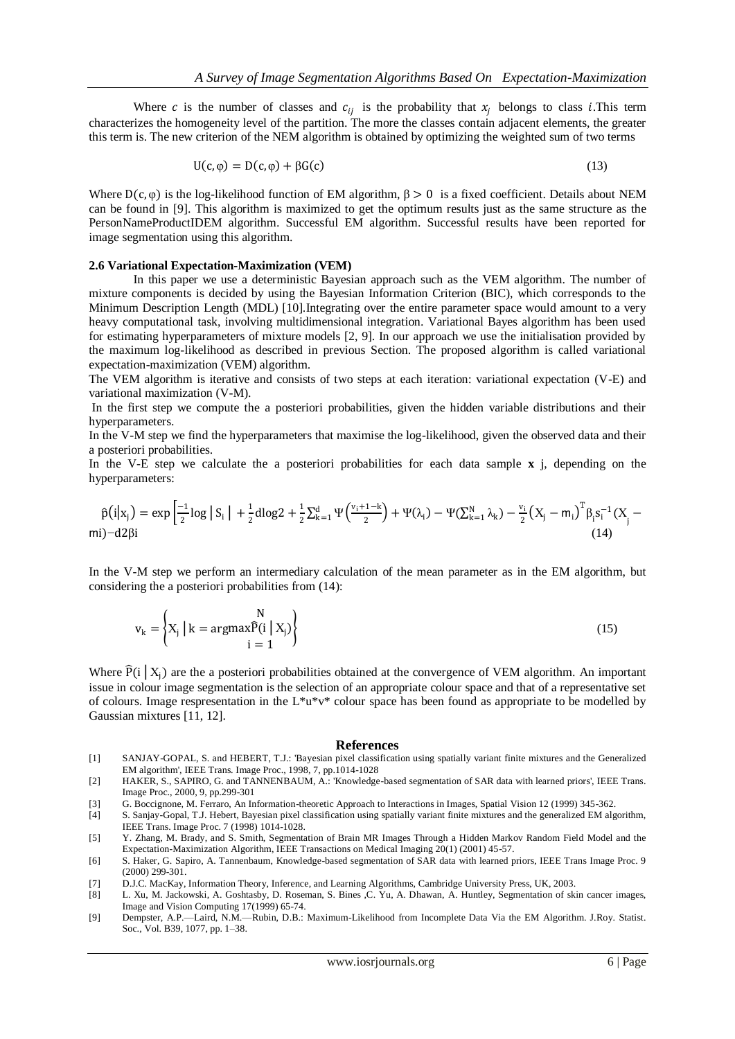Where $c$ is the number of classes and $c_{ij}$ is the probability that $x_j$ belongs to class $i$.This term characterizes the homogeneity level of the partition. The more the classes contain adjacent elements, the greater this term is. The new criterion of the NEM algorithm is obtained by optimizing the weighted sum of two terms

$$U(c, \varphi) = D(c, \varphi) + \beta G(c) \tag{13}$$

Where $D(c, \varphi)$ is the log-likelihood function of EM algorithm, $\beta > 0$ is a fixed coefficient. Details about NEM can be found in [9]. This algorithm is maximized to get the optimum results just as the same structure as the PersonNameProductIDEM algorithm. Successful EM algorithm. Successful results have been reported for image segmentation using this algorithm.

### 2.6 Variational Expectation-Maximization (VEM)

In this paper we use a deterministic Bayesian approach such as the VEM algorithm. The number of mixture components is decided by using the Bayesian Information Criterion (BIC), which corresponds to the Minimum Description Length (MDL) [10].Integrating over the entire parameter space would amount to a very heavy computational task, involving multidimensional integration. Variational Bayes algorithm has been used for estimating hyperparameters of mixture models [2, 9]. In our approach we use the initialisation provided by the maximum log-likelihood as described in previous Section. The proposed algorithm is called variational expectation-maximization (VEM) algorithm.

The VEM algorithm is iterative and consists of two steps at each iteration: variational expectation (V-E) and variational maximization (V-M).

In the first step we compute the a posteriori probabilities, given the hidden variable distributions and their hyperparameters.

In the V-M step we find the hyperparameters that maximise the log-likelihood, given the observed data and their a posteriori probabilities.

In the V-E step we calculate the a posteriori probabilities for each data sample **x** j, depending on the hyperparameters:

$$\hat{p}(i|x_j) = \exp\left[\frac{-1}{2}\log|S_i| + \frac{1}{2}d\log 2 + \frac{1}{2}\sum_{k=1}^{d}\Psi\left(\frac{v_i+1-k}{2}\right) + \Psi(\lambda_i) - \Psi\left(\sum_{k=1}^{N}\lambda_k\right) - \frac{v_i}{2}\left(X_j - m_i\right)^T \beta_i s_i^{-1}(X_j - mi) - d2\beta i\right. \tag{14}$$

In the V-M step we perform an intermediary calculation of the mean parameter as in the EM algorithm, but considering the a posteriori probabilities from (14):

$$v_k = \left\{X_j \mid k = \operatorname*{argmax}_{i=1}^{N} \hat{P}(i \mid X_j)\right\} \tag{15}$$

Where $\hat{P}(i \mid X_j)$ are the a posteriori probabilities obtained at the convergence of VEM algorithm. An important issue in colour image segmentation is the selection of an appropriate colour space and that of a representative set of colours. Image respresentation in the L\*u\*v\* colour space has been found as appropriate to be modelled by Gaussian mixtures [11, 12].

## References

[1] SANJAY-GOPAL, S. and HEBERT, T.J.: 'Bayesian pixel classification using spatially variant finite mixtures and the Generalized EM algorithm', IEEE Trans. Image Proc., 1998, 7, pp.1014-1028

[2] HAKER, S., SAPIRO, G. and TANNENBAUM, A.: 'Knowledge-based segmentation of SAR data with learned priors', IEEE Trans. Image Proc., 2000, 9, pp.299-301

[3] G. Boccignone, M. Ferraro, An Information-theoretic Approach to Interactions in Images, Spatial Vision 12 (1999) 345-362.

[4] S. Sanjay-Gopal, T.J. Hebert, Bayesian pixel classification using spatially variant finite mixtures and the generalized EM algorithm, IEEE Trans. Image Proc. 7 (1998) 1014-1028.

[5] Y. Zhang, M. Brady, and S. Smith, Segmentation of Brain MR Images Through a Hidden Markov Random Field Model and the Expectation-Maximization Algorithm, IEEE Transactions on Medical Imaging 20(1) (2001) 45-57.

[6] S. Haker, G. Sapiro, A. Tannenbaum, Knowledge-based segmentation of SAR data with learned priors, IEEE Trans Image Proc. 9 (2000) 299-301.

[7] D.J.C. MacKay, Information Theory, Inference, and Learning Algorithms, Cambridge University Press, UK, 2003.

[8] L. Xu, M. Jackowski, A. Goshtasby, D. Roseman, S. Bines ,C. Yu, A. Dhawan, A. Huntley, Segmentation of skin cancer images, Image and Vision Computing 17(1999) 65-74.

[9] Dempster, A.P.—Laird, N.M.—Rubin, D.B.: Maximum-Likelihood from Incomplete Data Via the EM Algorithm. J.Roy. Statist. Soc., Vol. B39, 1077, pp. 1–38.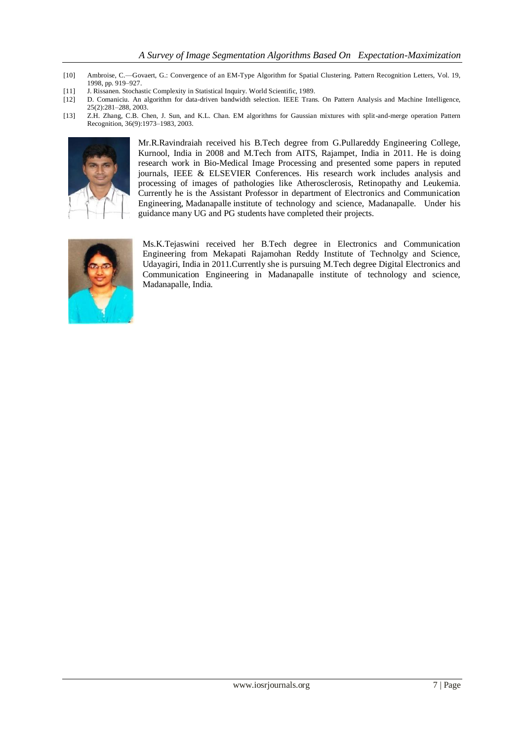[10] Ambroise, C.—Govaert, G.: Convergence of an EM-Type Algorithm for Spatial Clustering. Pattern Recognition Letters, Vol. 19, 1998, pp. 919–927.

[11] J. Rissanen. Stochastic Complexity in Statistical Inquiry. World Scientific, 1989.

[12] D. Comaniciu. An algorithm for data-driven bandwidth selection. IEEE Trans. On Pattern Analysis and Machine Intelligence, 25(2):281–288, 2003.

[13] Z.H. Zhang, C.B. Chen, J. Sun, and K.L. Chan. EM algorithms for Gaussian mixtures with split-and-merge operation Pattern Recognition, 36(9):1973–1983, 2003.

Mr.R.Ravindraiah received his B.Tech degree from G.Pullareddy Engineering College, Kurnool, India in 2008 and M.Tech from AITS, Rajampet, India in 2011. He is doing research work in Bio-Medical Image Processing and presented some papers in reputed journals, IEEE & ELSEVIER Conferences. His research work includes analysis and processing of images of pathologies like Atherosclerosis, Retinopathy and Leukemia. Currently he is the Assistant Professor in department of Electronics and Communication Engineering, Madanapalle institute of technology and science, Madanapalle. Under his guidance many UG and PG students have completed their projects.

Ms.K.Tejaswini received her B.Tech degree in Electronics and Communication Engineering from Mekapati Rajamohan Reddy Institute of Technolgy and Science, Udayagiri, India in 2011.Currently she is pursuing M.Tech degree Digital Electronics and Communication Engineering in Madanapalle institute of technology and science, Madanapalle, India.